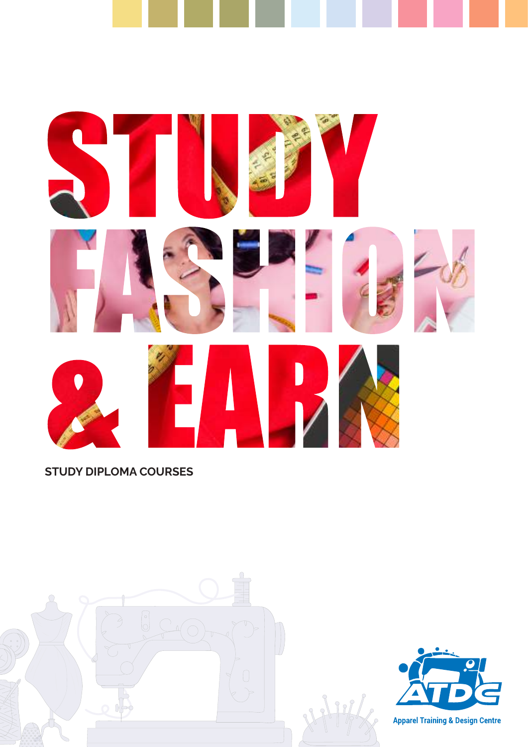# STUDY FASHION & EARN

**STUDY DIPLOMA COURSES**

Apparel Training & Design Centre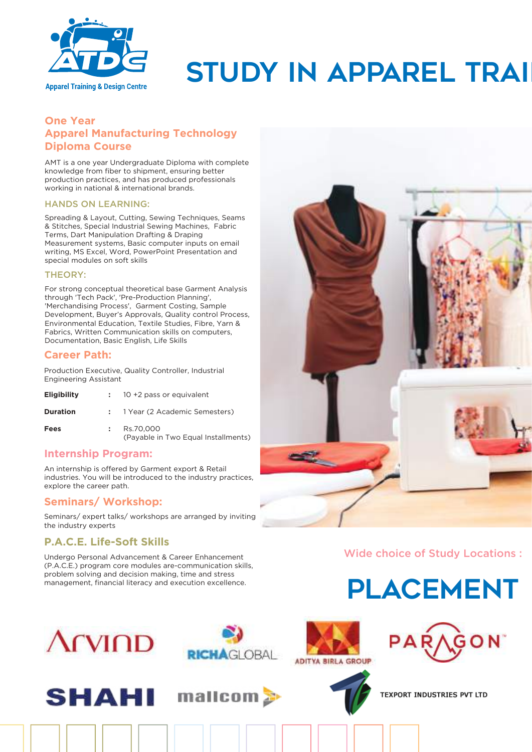Apparel Training & Design Centre

# STUDY IN APPAREL TRAI

## One Year Apparel Manufacturing Technology Diploma Course

AMT is a one year Undergraduate Diploma with complete knowledge from fiber to shipment, ensuring better production practices, and has produced professionals working in national & international brands.

### HANDS ON LEARNING:

Spreading & Layout, Cutting, Sewing Techniques, Seams & Stitches, Special Industrial Sewing Machines, Fabric Terms, Dart Manipulation Drafting & Draping Measurement systems, Basic computer inputs on email writing, MS Excel, Word, PowerPoint Presentation and special modules on soft skills

### THEORY:

For strong conceptual theoretical base Garment Analysis through 'Tech Pack', 'Pre-Production Planning', 'Merchandising Process', Garment Costing, Sample Development, Buyer's Approvals, Quality control Process, Environmental Education, Textile Studies, Fibre, Yarn & Fabrics, Written Communication skills on computers, Documentation, Basic English, Life Skills

### Career Path:

Production Executive, Quality Controller, Industrial Engineering Assistant

| | | |
|---|---|---|
| **Eligibility** | : | 10 +2 pass or equivalent |
| **Duration** | : | 1 Year (2 Academic Semesters) |
| **Fees** | : | Rs.70,000 (Payable in Two Equal Installments) |

### Internship Program:

An internship is offered by Garment export & Retail industries. You will be introduced to the industry practices, explore the career path.

### Seminars/ Workshop:

Seminars/ expert talks/ workshops are arranged by inviting the industry experts

### P.A.C.E. Life-Soft Skills

Undergo Personal Advancement & Career Enhancement (P.A.C.E.) program core modules are-communication skills, problem solving and decision making, time and stress management, financial literacy and execution excellence.

Wide choice of Study Locations :

# PLACEMENT

Arvind | RICHAGLOBAL | ADITYA BIRLA GROUP | PARAGON | SHAHI | mallcom | TEXPORT INDUSTRIES PVT LTD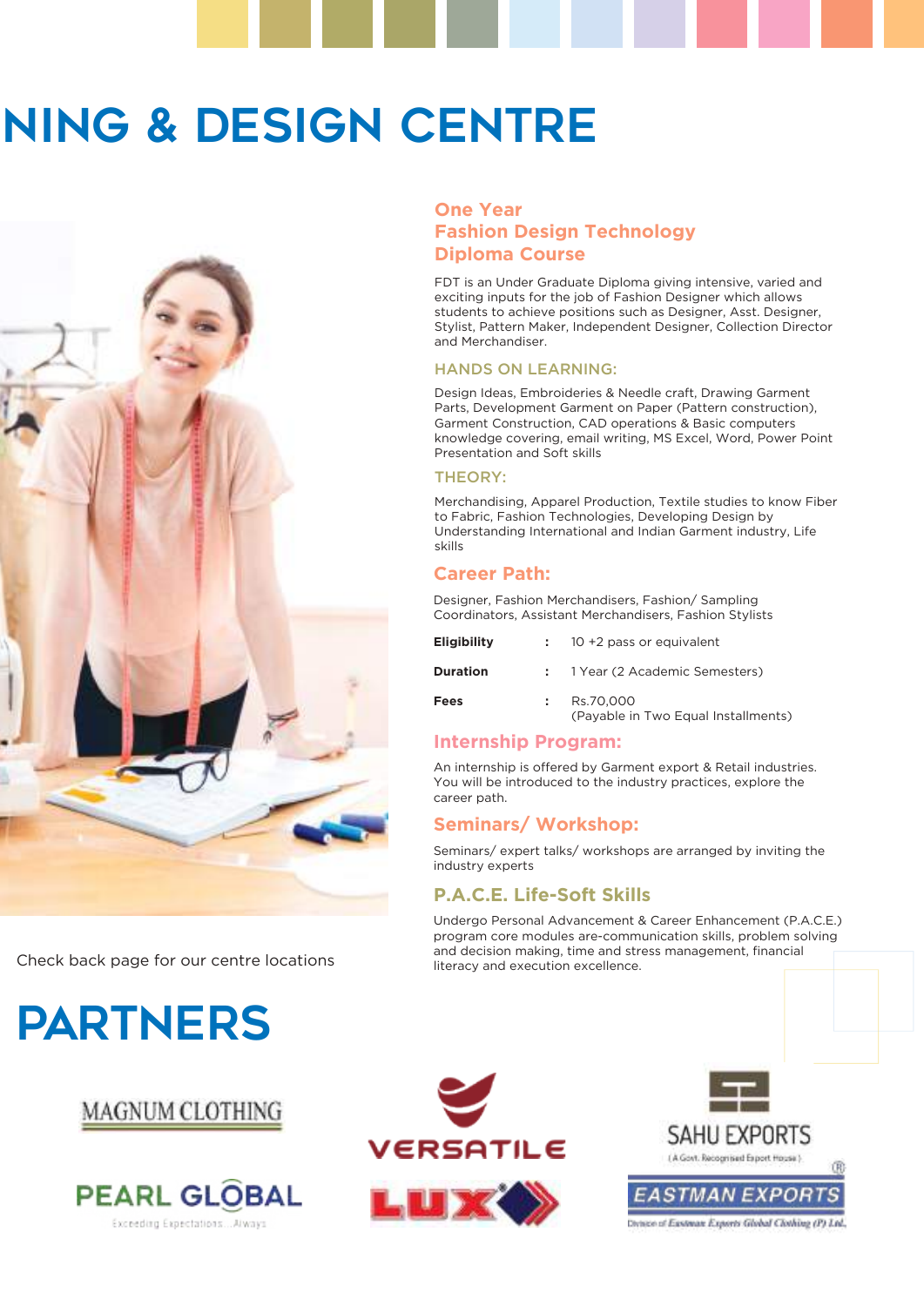# NING & DESIGN CENTRE

## One Year Fashion Design Technology Diploma Course

FDT is an Under Graduate Diploma giving intensive, varied and exciting inputs for the job of Fashion Designer which allows students to achieve positions such as Designer, Asst. Designer, Stylist, Pattern Maker, Independent Designer, Collection Director and Merchandiser.

### HANDS ON LEARNING:

Design Ideas, Embroideries & Needle craft, Drawing Garment Parts, Development Garment on Paper (Pattern construction), Garment Construction, CAD operations & Basic computers knowledge covering, email writing, MS Excel, Word, Power Point Presentation and Soft skills

### THEORY:

Merchandising, Apparel Production, Textile studies to know Fiber to Fabric, Fashion Technologies, Developing Design by Understanding International and Indian Garment industry, Life skills

### Career Path:

Designer, Fashion Merchandisers, Fashion/ Sampling Coordinators, Assistant Merchandisers, Fashion Stylists

| | | |
|---|---|---|
| **Eligibility** | : | 10 +2 pass or equivalent |
| **Duration** | : | 1 Year (2 Academic Semesters) |
| **Fees** | : | Rs.70,000<br>(Payable in Two Equal Installments) |

### Internship Program:

An internship is offered by Garment export & Retail industries. You will be introduced to the industry practices, explore the career path.

### Seminars/ Workshop:

Seminars/ expert talks/ workshops are arranged by inviting the industry experts

### P.A.C.E. Life-Soft Skills

Undergo Personal Advancement & Career Enhancement (P.A.C.E.) program core modules are-communication skills, problem solving and decision making, time and stress management, financial literacy and execution excellence.

Check back page for our centre locations

# PARTNERS

MAGNUM CLOTHING

VERSATILE

SAHU EXPORTS (A Govt. Recognised Export House)

PEARL GLOBAL Exceeding Expectations...Always

LUX

EASTMAN EXPORTS Division of Eastman Exports Global Clothing (P) Ltd.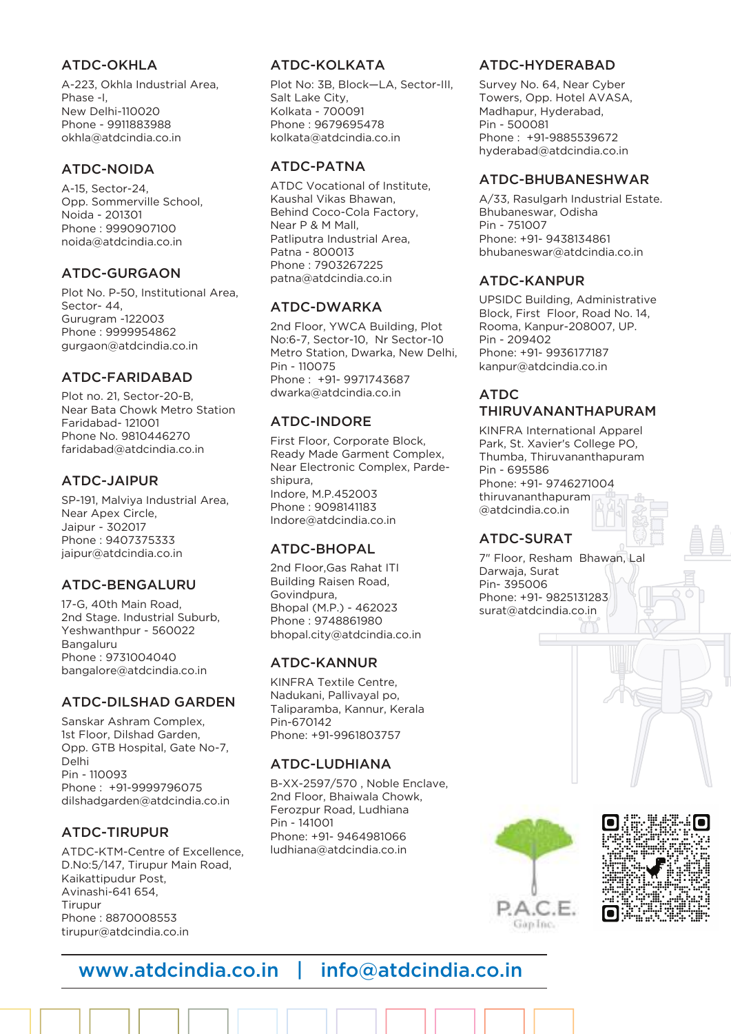## ATDC-OKHLA

A-223, Okhla Industrial Area,
Phase -I,
New Delhi-110020
Phone - 9911883988
okhla@atdcindia.co.in

## ATDC-NOIDA

A-15, Sector-24,
Opp. Sommerville School,
Noida - 201301
Phone : 9990907100
noida@atdcindia.co.in

## ATDC-GURGAON

Plot No. P-50, Institutional Area,
Sector- 44,
Gurugram -122003
Phone : 9999954862
gurgaon@atdcindia.co.in

## ATDC-FARIDABAD

Plot no. 21, Sector-20-B,
Near Bata Chowk Metro Station
Faridabad- 121001
Phone No. 9810446270
faridabad@atdcindia.co.in

## ATDC-JAIPUR

SP-191, Malviya Industrial Area,
Near Apex Circle,
Jaipur - 302017
Phone : 9407375333
jaipur@atdcindia.co.in

## ATDC-BENGALURU

17-G, 40th Main Road,
2nd Stage. Industrial Suburb,
Yeshwanthpur - 560022
Bangalore
Phone : 9731004040
bangalore@atdcindia.co.in

## ATDC-DILSHAD GARDEN

Sanskar Ashram Complex,
1st Floor, Dilshad Garden,
Opp. GTB Hospital, Gate No-7,
Delhi
Pin - 110093
Phone : +91-9999796075
dilshadgarden@atdcindia.co.in

## ATDC-TIRUPUR

ATDC-KTM-Centre of Excellence,
D.No:5/147, Tirupur Main Road,
Kaikattipudur Post,
Avinashi-641 654,
Tirupur
Phone : 8870008553
tirupur@atdcindia.co.in

## ATDC-KOLKATA

Plot No: 3B, Block—LA, Sector-III,
Salt Lake City,
Kolkata - 700091
Phone : 9679695478
kolkata@atdcindia.co.in

## ATDC-PATNA

ATDC Vocational of Institute,
Kaushal Vikas Bhawan,
Behind Coco-Cola Factory,
Near P & M Mall,
Patliputra Industrial Area,
Patna - 800013
Phone : 7903267225
patna@atdcindia.co.in

## ATDC-DWARKA

2nd Floor, YWCA Building, Plot
No:6-7, Sector-10, Nr Sector-10
Metro Station, Dwarka, New Delhi,
Pin - 110075
Phone : +91- 9971743687
dwarka@atdcindia.co.in

## ATDC-INDORE

First Floor, Corporate Block,
Ready Made Garment Complex,
Near Electronic Complex, Parde-
shipura,
Indore, M.P.452003
Phone : 9098141183
Indore@atdcindia.co.in

## ATDC-BHOPAL

2nd Floor,Gas Rahat ITI
Building Raisen Road,
Govindpura,
Bhopal (M.P.) - 462023
Phone : 9748861980
bhopal.city@atdcindia.co.in

## ATDC-KANNUR

KINFRA Textile Centre,
Nadukani, Pallivayal po,
Taliparamba, Kannur, Kerala
Pin-670142
Phone: +91-9961803757

## ATDC-LUDHIANA

B-XX-2597/570 , Noble Enclave,
2nd Floor, Bhaiwala Chowk,
Ferozpur Road, Ludhiana
Pin - 141001
Phone: +91- 9464981066
ludhiana@atdcindia.co.in

## ATDC-HYDERABAD

Survey No. 64, Near Cyber
Towers, Opp. Hotel AVASA,
Madhapur, Hyderabad,
Pin - 500081
Phone : +91-9885539672
hyderabad@atdcindia.co.in

## ATDC-BHUBANESHWAR

A/33, Rasulgarh Industrial Estate.
Bhubaneswar, Odisha
Pin - 751007
Phone: +91- 9438134861
bhubaneswar@atdcindia.co.in

## ATDC-KANPUR

UPSIDC Building, Administrative
Block, First Floor, Road No. 14,
Rooma, Kanpur-208007, UP.
Pin - 209402
Phone: +91- 9936177187
kanpur@atdcindia.co.in

## ATDC THIRUVANANTHAPURAM

KINFRA International Apparel
Park, St. Xavier's College PO,
Thumba, Thiruvananthapuram
Pin - 695586
Phone: +91- 9746271004
thiruvananthapuram
@atdcindia.co.in

## ATDC-SURAT

7" Floor, Resham Bhawan, Lal
Darwaja, Surat
Pin- 395006
Phone: +91- 9825131283
surat@atdcindia.co.in

P.A.C.E.
Gap Inc.

www.atdcindia.co.in | info@atdcindia.co.in